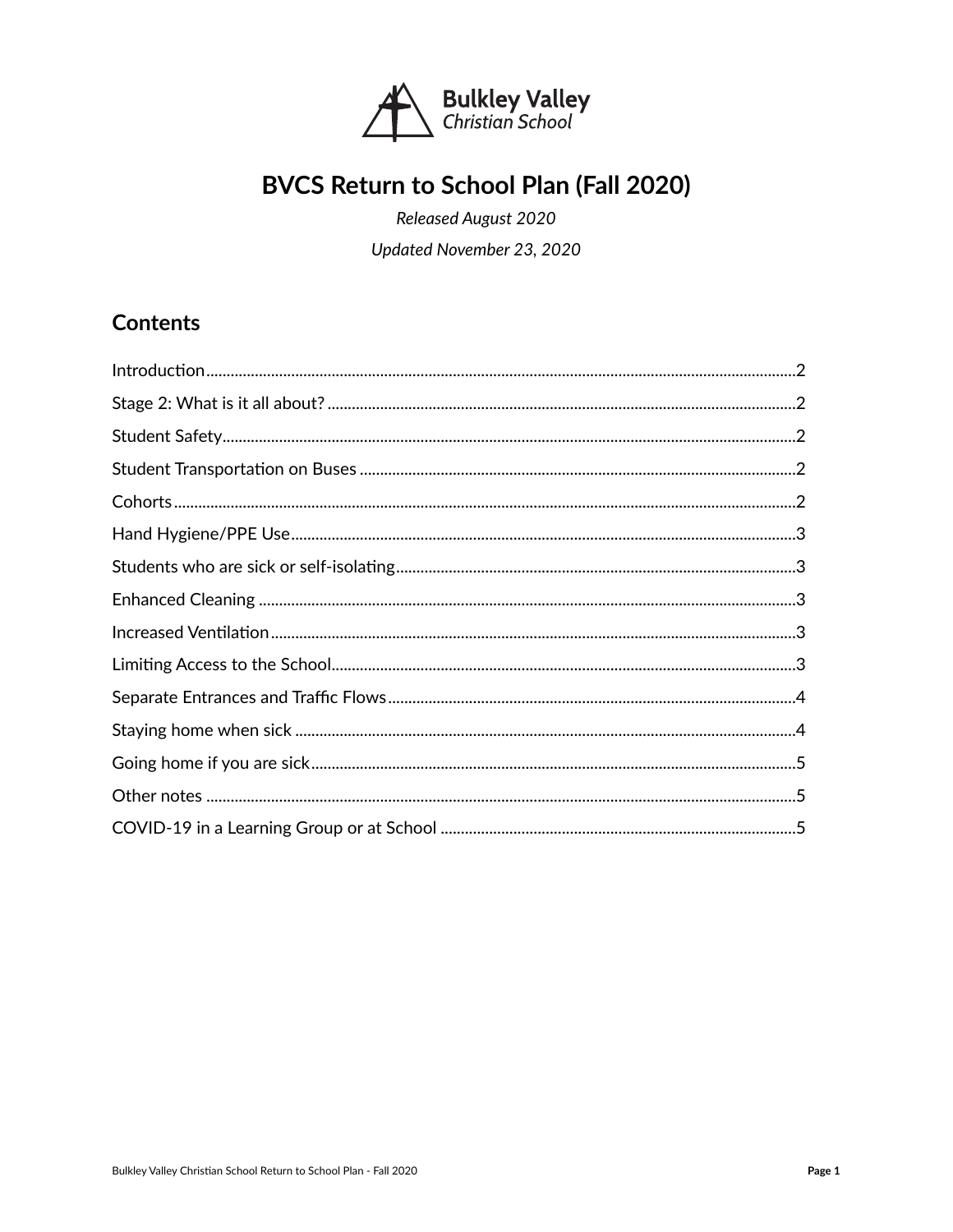Bulkley Valley
Christian School

# BVCS Return to School Plan (Fall 2020)

*Released August 2020*

*Updated November 23, 2020*

## Contents

Introduction....................2
Stage 2: What is it all about?....................2
Student Safety....................2
Student Transportation on Buses....................2
Cohorts....................2
Hand Hygiene/PPE Use....................3
Students who are sick or self-isolating....................3
Enhanced Cleaning....................3
Increased Ventilation....................3
Limiting Access to the School....................3
Separate Entrances and Traffic Flows....................4
Staying home when sick....................4
Going home if you are sick....................5
Other notes....................5
COVID-19 in a Learning Group or at School....................5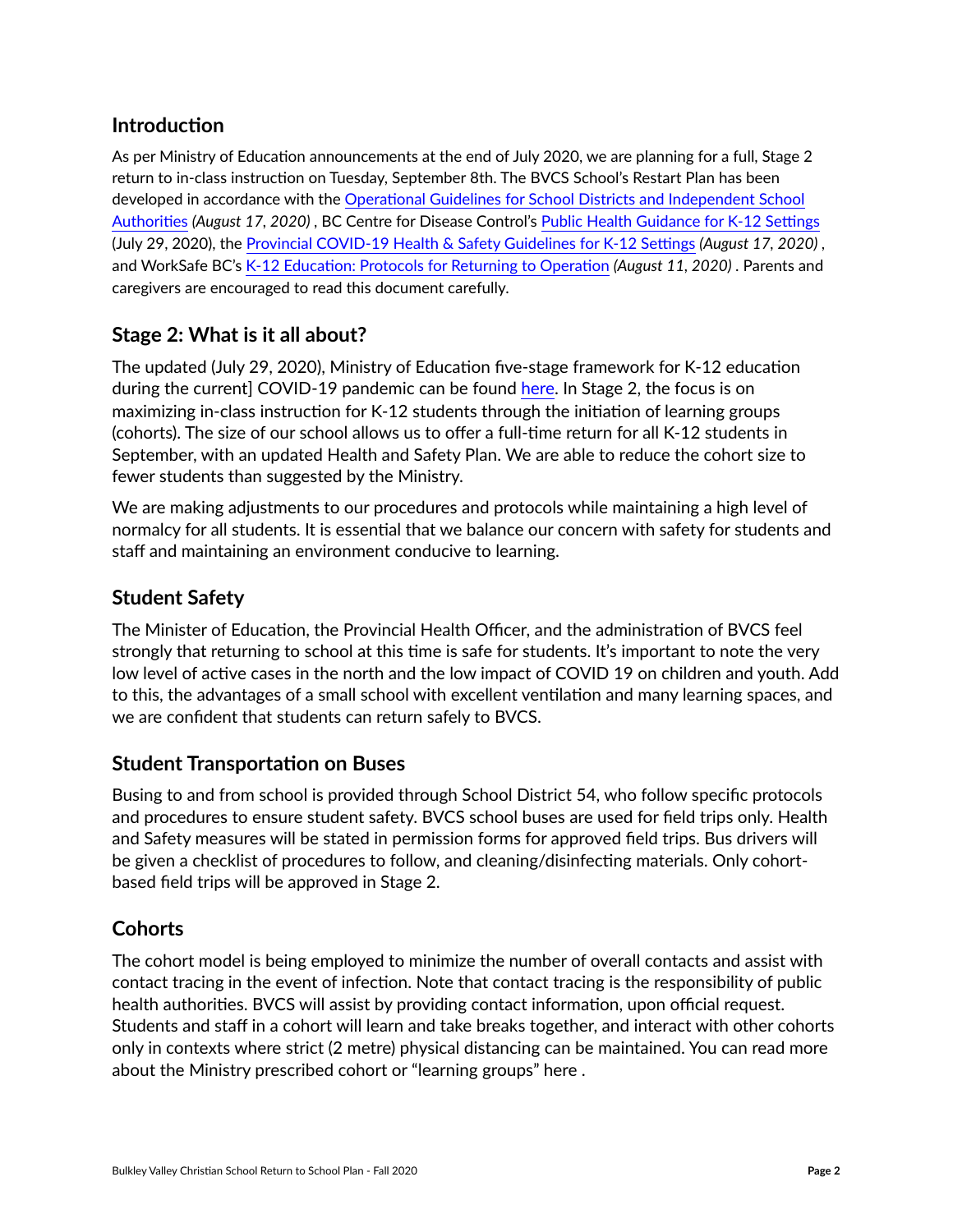## Introduction

As per Ministry of Education announcements at the end of July 2020, we are planning for a full, Stage 2 return to in-class instruction on Tuesday, September 8th. The BVCS School's Restart Plan has been developed in accordance with the Operational Guidelines for School Districts and Independent School Authorities *(August 17, 2020)* , BC Centre for Disease Control's Public Health Guidance for K-12 Settings (July 29, 2020), the Provincial COVID-19 Health & Safety Guidelines for K-12 Settings *(August 17, 2020)* , and WorkSafe BC's K-12 Education: Protocols for Returning to Operation *(August 11, 2020)* . Parents and caregivers are encouraged to read this document carefully.

## Stage 2: What is it all about?

The updated (July 29, 2020), Ministry of Education five-stage framework for K-12 education during the current] COVID-19 pandemic can be found here. In Stage 2, the focus is on maximizing in-class instruction for K-12 students through the initiation of learning groups (cohorts). The size of our school allows us to offer a full-time return for all K-12 students in September, with an updated Health and Safety Plan. We are able to reduce the cohort size to fewer students than suggested by the Ministry.

We are making adjustments to our procedures and protocols while maintaining a high level of normalcy for all students. It is essential that we balance our concern with safety for students and staff and maintaining an environment conducive to learning.

## Student Safety

The Minister of Education, the Provincial Health Officer, and the administration of BVCS feel strongly that returning to school at this time is safe for students. It's important to note the very low level of active cases in the north and the low impact of COVID 19 on children and youth. Add to this, the advantages of a small school with excellent ventilation and many learning spaces, and we are confident that students can return safely to BVCS.

## Student Transportation on Buses

Busing to and from school is provided through School District 54, who follow specific protocols and procedures to ensure student safety. BVCS school buses are used for field trips only. Health and Safety measures will be stated in permission forms for approved field trips. Bus drivers will be given a checklist of procedures to follow, and cleaning/disinfecting materials. Only cohort-based field trips will be approved in Stage 2.

## Cohorts

The cohort model is being employed to minimize the number of overall contacts and assist with contact tracing in the event of infection. Note that contact tracing is the responsibility of public health authorities. BVCS will assist by providing contact information, upon official request. Students and staff in a cohort will learn and take breaks together, and interact with other cohorts only in contexts where strict (2 metre) physical distancing can be maintained. You can read more about the Ministry prescribed cohort or "learning groups" here .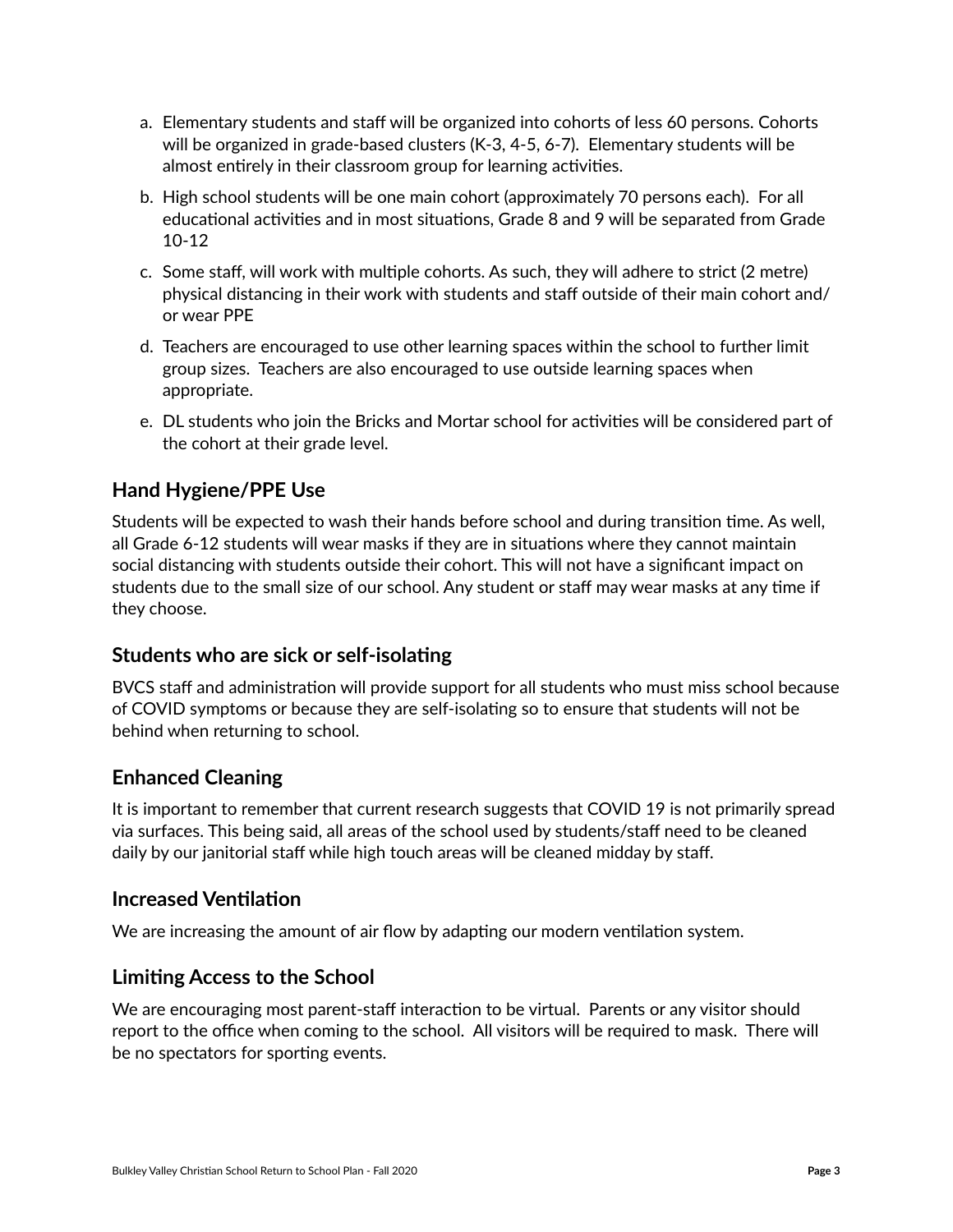a. Elementary students and staff will be organized into cohorts of less 60 persons. Cohorts will be organized in grade-based clusters (K-3, 4-5, 6-7). Elementary students will be almost entirely in their classroom group for learning activities.

b. High school students will be one main cohort (approximately 70 persons each). For all educational activities and in most situations, Grade 8 and 9 will be separated from Grade 10-12

c. Some staff, will work with multiple cohorts. As such, they will adhere to strict (2 metre) physical distancing in their work with students and staff outside of their main cohort and/ or wear PPE

d. Teachers are encouraged to use other learning spaces within the school to further limit group sizes. Teachers are also encouraged to use outside learning spaces when appropriate.

e. DL students who join the Bricks and Mortar school for activities will be considered part of the cohort at their grade level.

## Hand Hygiene/PPE Use

Students will be expected to wash their hands before school and during transition time. As well, all Grade 6-12 students will wear masks if they are in situations where they cannot maintain social distancing with students outside their cohort. This will not have a significant impact on students due to the small size of our school. Any student or staff may wear masks at any time if they choose.

## Students who are sick or self-isolating

BVCS staff and administration will provide support for all students who must miss school because of COVID symptoms or because they are self-isolating so to ensure that students will not be behind when returning to school.

## Enhanced Cleaning

It is important to remember that current research suggests that COVID 19 is not primarily spread via surfaces. This being said, all areas of the school used by students/staff need to be cleaned daily by our janitorial staff while high touch areas will be cleaned midday by staff.

## Increased Ventilation

We are increasing the amount of air flow by adapting our modern ventilation system.

## Limiting Access to the School

We are encouraging most parent-staff interaction to be virtual. Parents or any visitor should report to the office when coming to the school. All visitors will be required to mask. There will be no spectators for sporting events.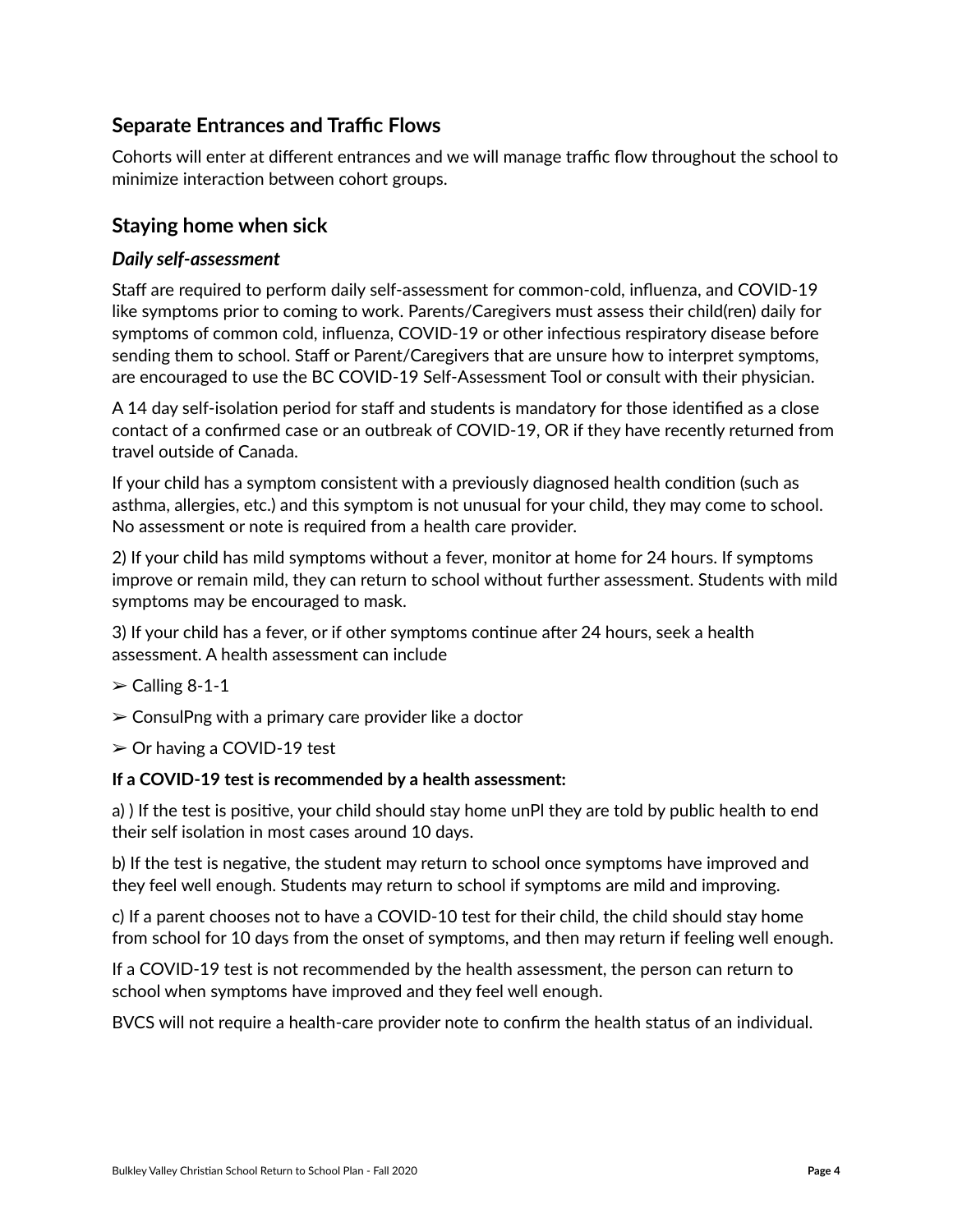## Separate Entrances and Traffic Flows

Cohorts will enter at different entrances and we will manage traffic flow throughout the school to minimize interaction between cohort groups.

## Staying home when sick

### *Daily self-assessment*

Staff are required to perform daily self-assessment for common-cold, influenza, and COVID-19 like symptoms prior to coming to work. Parents/Caregivers must assess their child(ren) daily for symptoms of common cold, influenza, COVID-19 or other infectious respiratory disease before sending them to school. Staff or Parent/Caregivers that are unsure how to interpret symptoms, are encouraged to use the BC COVID-19 Self-Assessment Tool or consult with their physician.

A 14 day self-isolation period for staff and students is mandatory for those identified as a close contact of a confirmed case or an outbreak of COVID-19, OR if they have recently returned from travel outside of Canada.

If your child has a symptom consistent with a previously diagnosed health condition (such as asthma, allergies, etc.) and this symptom is not unusual for your child, they may come to school. No assessment or note is required from a health care provider.

2) If your child has mild symptoms without a fever, monitor at home for 24 hours. If symptoms improve or remain mild, they can return to school without further assessment. Students with mild symptoms may be encouraged to mask.

3) If your child has a fever, or if other symptoms continue after 24 hours, seek a health assessment. A health assessment can include

➢ Calling 8-1-1

➢ ConsulPng with a primary care provider like a doctor

➢ Or having a COVID-19 test

**If a COVID-19 test is recommended by a health assessment:**

a) ) If the test is positive, your child should stay home unPl they are told by public health to end their self isolation in most cases around 10 days.

b) If the test is negative, the student may return to school once symptoms have improved and they feel well enough. Students may return to school if symptoms are mild and improving.

c) If a parent chooses not to have a COVID-10 test for their child, the child should stay home from school for 10 days from the onset of symptoms, and then may return if feeling well enough.

If a COVID-19 test is not recommended by the health assessment, the person can return to school when symptoms have improved and they feel well enough.

BVCS will not require a health-care provider note to confirm the health status of an individual.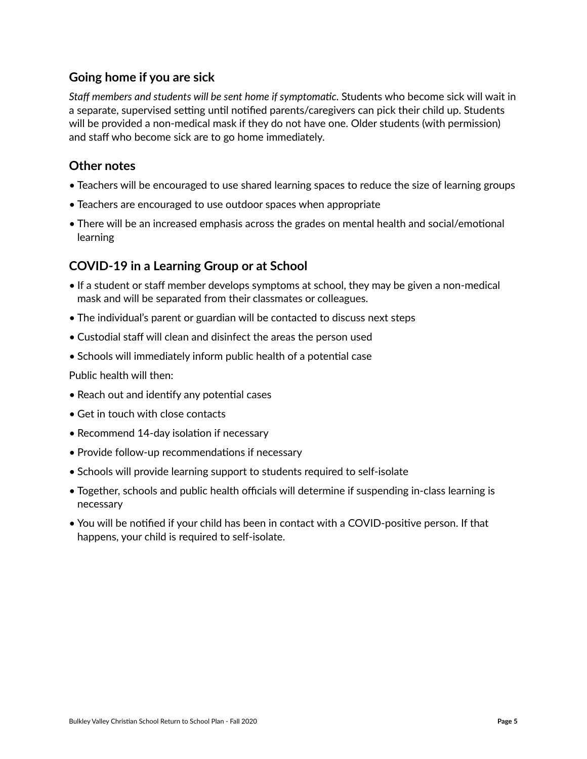## Going home if you are sick

*Staff members and students will be sent home if symptomatic.* Students who become sick will wait in a separate, supervised setting until notified parents/caregivers can pick their child up. Students will be provided a non-medical mask if they do not have one. Older students (with permission) and staff who become sick are to go home immediately.

## Other notes

- Teachers will be encouraged to use shared learning spaces to reduce the size of learning groups
- Teachers are encouraged to use outdoor spaces when appropriate
- There will be an increased emphasis across the grades on mental health and social/emotional learning

## COVID-19 in a Learning Group or at School

- If a student or staff member develops symptoms at school, they may be given a non-medical mask and will be separated from their classmates or colleagues.
- The individual's parent or guardian will be contacted to discuss next steps
- Custodial staff will clean and disinfect the areas the person used
- Schools will immediately inform public health of a potential case

Public health will then:

- Reach out and identify any potential cases
- Get in touch with close contacts
- Recommend 14-day isolation if necessary
- Provide follow-up recommendations if necessary
- Schools will provide learning support to students required to self-isolate
- Together, schools and public health officials will determine if suspending in-class learning is necessary
- You will be notified if your child has been in contact with a COVID-positive person. If that happens, your child is required to self-isolate.